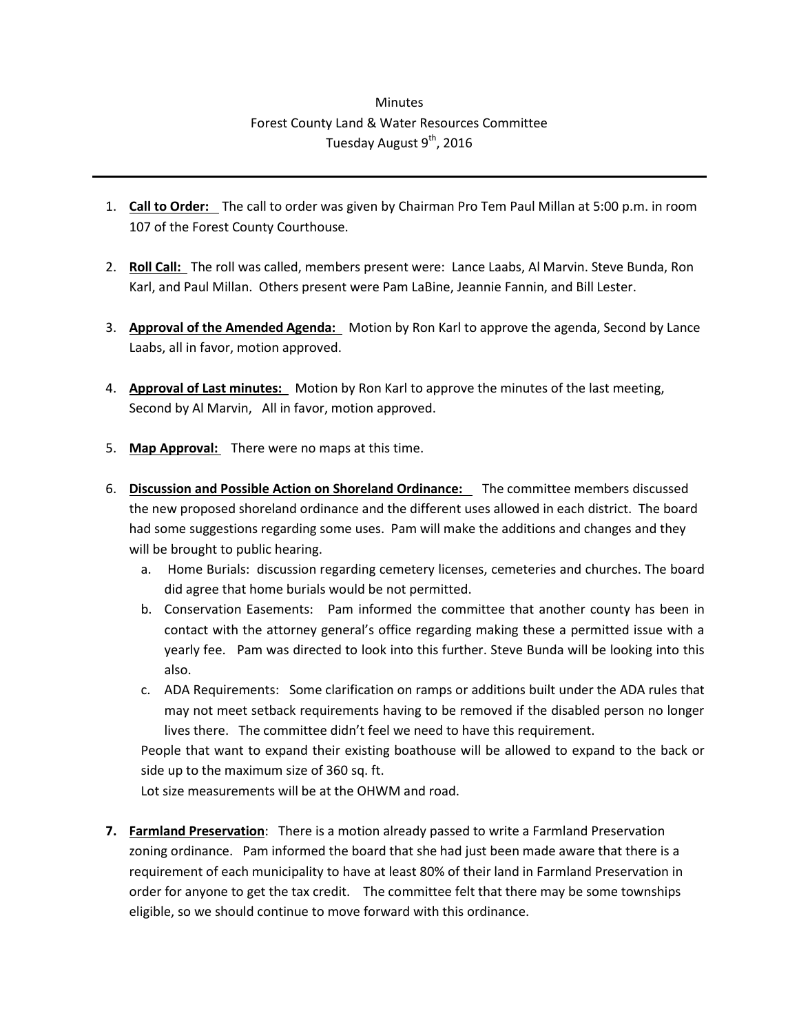Minutes

Forest County Land & Water Resources Committee

Tuesday August 9th, 2016

---

1. **Call to Order:** The call to order was given by Chairman Pro Tem Paul Millan at 5:00 p.m. in room 107 of the Forest County Courthouse.

2. **Roll Call:** The roll was called, members present were: Lance Laabs, Al Marvin. Steve Bunda, Ron Karl, and Paul Millan. Others present were Pam LaBine, Jeannie Fannin, and Bill Lester.

3. **Approval of the Amended Agenda:** Motion by Ron Karl to approve the agenda, Second by Lance Laabs, all in favor, motion approved.

4. **Approval of Last minutes:** Motion by Ron Karl to approve the minutes of the last meeting, Second by Al Marvin, All in favor, motion approved.

5. **Map Approval:** There were no maps at this time.

6. **Discussion and Possible Action on Shoreland Ordinance:** The committee members discussed the new proposed shoreland ordinance and the different uses allowed in each district. The board had some suggestions regarding some uses. Pam will make the additions and changes and they will be brought to public hearing.
   a. Home Burials: discussion regarding cemetery licenses, cemeteries and churches. The board did agree that home burials would be not permitted.
   b. Conservation Easements: Pam informed the committee that another county has been in contact with the attorney general's office regarding making these a permitted issue with a yearly fee. Pam was directed to look into this further. Steve Bunda will be looking into this also.
   c. ADA Requirements: Some clarification on ramps or additions built under the ADA rules that may not meet setback requirements having to be removed if the disabled person no longer lives there. The committee didn't feel we need to have this requirement.

   People that want to expand their existing boathouse will be allowed to expand to the back or side up to the maximum size of 360 sq. ft.

   Lot size measurements will be at the OHWM and road.

7. **Farmland Preservation**: There is a motion already passed to write a Farmland Preservation zoning ordinance. Pam informed the board that she had just been made aware that there is a requirement of each municipality to have at least 80% of their land in Farmland Preservation in order for anyone to get the tax credit. The committee felt that there may be some townships eligible, so we should continue to move forward with this ordinance.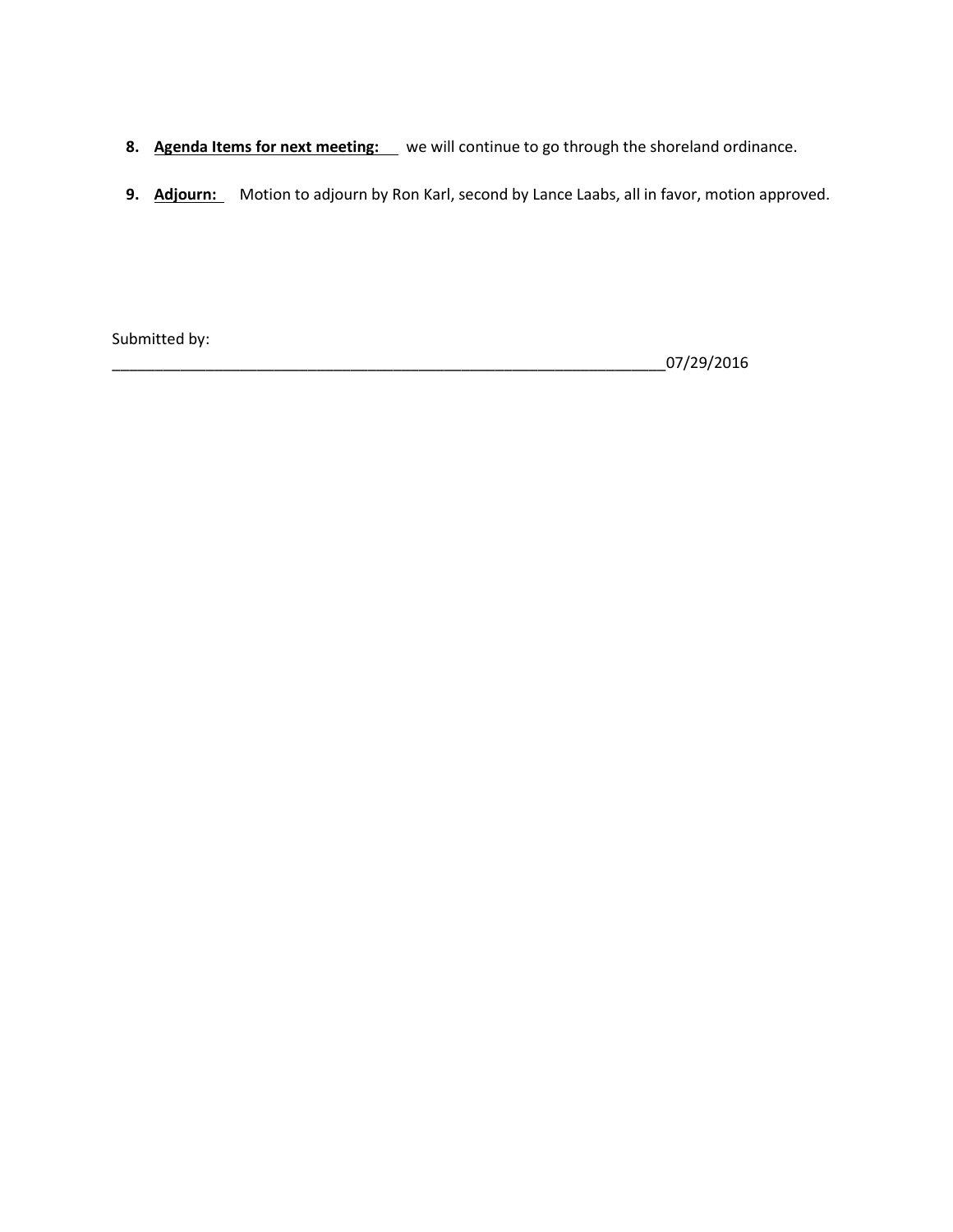8. **Agenda Items for next meeting:** we will continue to go through the shoreland ordinance.

9. **Adjourn:** Motion to adjourn by Ron Karl, second by Lance Laabs, all in favor, motion approved.

Submitted by:

_________________________________________________________________07/29/2016